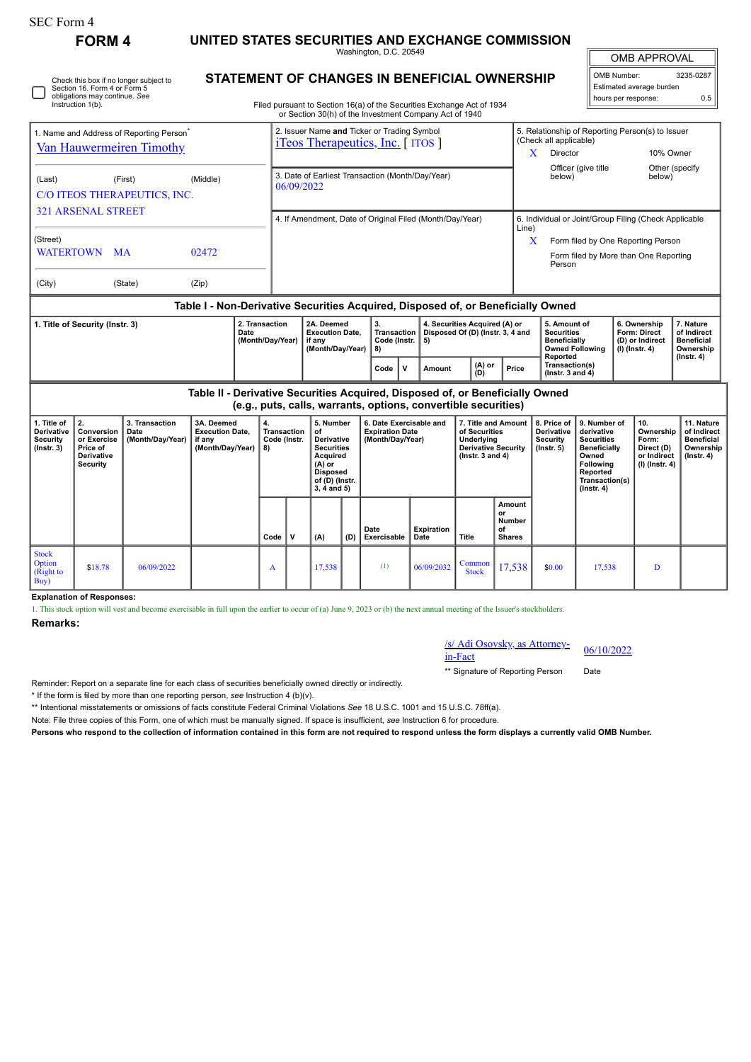SEC Form 4

# FORM 4

## UNITED STATES SECURITIES AND EXCHANGE COMMISSION

Washington, D.C. 20549

## STATEMENT OF CHANGES IN BENEFICIAL OWNERSHIP

Filed pursuant to Section 16(a) of the Securities Exchange Act of 1934
or Section 30(h) of the Investment Company Act of 1940

| OMB APPROVAL | |
|---|---|
| OMB Number: | 3235-0287 |
| Estimated average burden | |
| hours per response: | 0.5 |

☐ Check this box if no longer subject to Section 16. Form 4 or Form 5 obligations may continue. *See* Instruction 1(b).

**1. Name and Address of Reporting Person***

Van Hauwermeiren Timothy

(Last) (First) (Middle)

C/O ITEOS THERAPEUTICS, INC.
321 ARSENAL STREET

(Street)

WATERTOWN MA 02472

(City) (State) (Zip)

**2. Issuer Name and Ticker or Trading Symbol**

iTeos Therapeutics, Inc. [ ITOS ]

**3. Date of Earliest Transaction (Month/Day/Year)**

06/09/2022

**4. If Amendment, Date of Original Filed (Month/Day/Year)**

**5. Relationship of Reporting Person(s) to Issuer (Check all applicable)**

X Director
10% Owner
Officer (give title below)
Other (specify below)

**6. Individual or Joint/Group Filing (Check Applicable Line)**

X Form filed by One Reporting Person
Form filed by More than One Reporting Person

### Table I - Non-Derivative Securities Acquired, Disposed of, or Beneficially Owned

| 1. Title of Security (Instr. 3) | 2. Transaction Date (Month/Day/Year) | 2A. Deemed Execution Date, if any (Month/Day/Year) | 3. Transaction Code (Instr. 8) | | 4. Securities Acquired (A) or Disposed Of (D) (Instr. 3, 4 and 5) | | | 5. Amount of Securities Beneficially Owned Following Reported Transaction(s) (Instr. 3 and 4) | 6. Ownership Form: Direct (D) or Indirect (I) (Instr. 4) | 7. Nature of Indirect Beneficial Ownership (Instr. 4) |
|---|---|---|---|---|---|---|---|---|---|---|
| | | | Code | V | Amount | (A) or (D) | Price | | | |

### Table II - Derivative Securities Acquired, Disposed of, or Beneficially Owned (e.g., puts, calls, warrants, options, convertible securities)

| 1. Title of Derivative Security (Instr. 3) | 2. Conversion or Exercise Price of Derivative Security | 3. Transaction Date (Month/Day/Year) | 3A. Deemed Execution Date, if any (Month/Day/Year) | 4. Transaction Code (Instr. 8) | | 5. Number of Derivative Securities Acquired (A) or Disposed of (D) (Instr. 3, 4 and 5) | | 6. Date Exercisable and Expiration Date (Month/Day/Year) | | 7. Title and Amount of Securities Underlying Derivative Security (Instr. 3 and 4) | | 8. Price of Derivative Security (Instr. 5) | 9. Number of derivative Securities Beneficially Owned Following Reported Transaction(s) (Instr. 4) | 10. Ownership Form: Direct (D) or Indirect (I) (Instr. 4) | 11. Nature of Indirect Beneficial Ownership (Instr. 4) |
|---|---|---|---|---|---|---|---|---|---|---|---|---|---|---|---|
| | | | | Code | V | (A) | (D) | Date Exercisable | Expiration Date | Title | Amount or Number of Shares | | | | |
| Stock Option (Right to Buy) | $18.78 | 06/09/2022 | | A | | 17,538 | | (1) | 06/09/2032 | Common Stock | 17,538 | $0.00 | 17,538 | D | |

**Explanation of Responses:**

1. This stock option will vest and become exercisable in full upon the earlier to occur of (a) June 9, 2023 or (b) the next annual meeting of the Issuer's stockholders.

**Remarks:**

/s/ Adi Osovsky, as Attorney-in-Fact 06/10/2022

** Signature of Reporting Person Date

Reminder: Report on a separate line for each class of securities beneficially owned directly or indirectly.

* If the form is filed by more than one reporting person, *see* Instruction 4 (b)(v).

** Intentional misstatements or omissions of facts constitute Federal Criminal Violations *See* 18 U.S.C. 1001 and 15 U.S.C. 78ff(a).

Note: File three copies of this Form, one of which must be manually signed. If space is insufficient, *see* Instruction 6 for procedure.

**Persons who respond to the collection of information contained in this form are not required to respond unless the form displays a currently valid OMB Number.**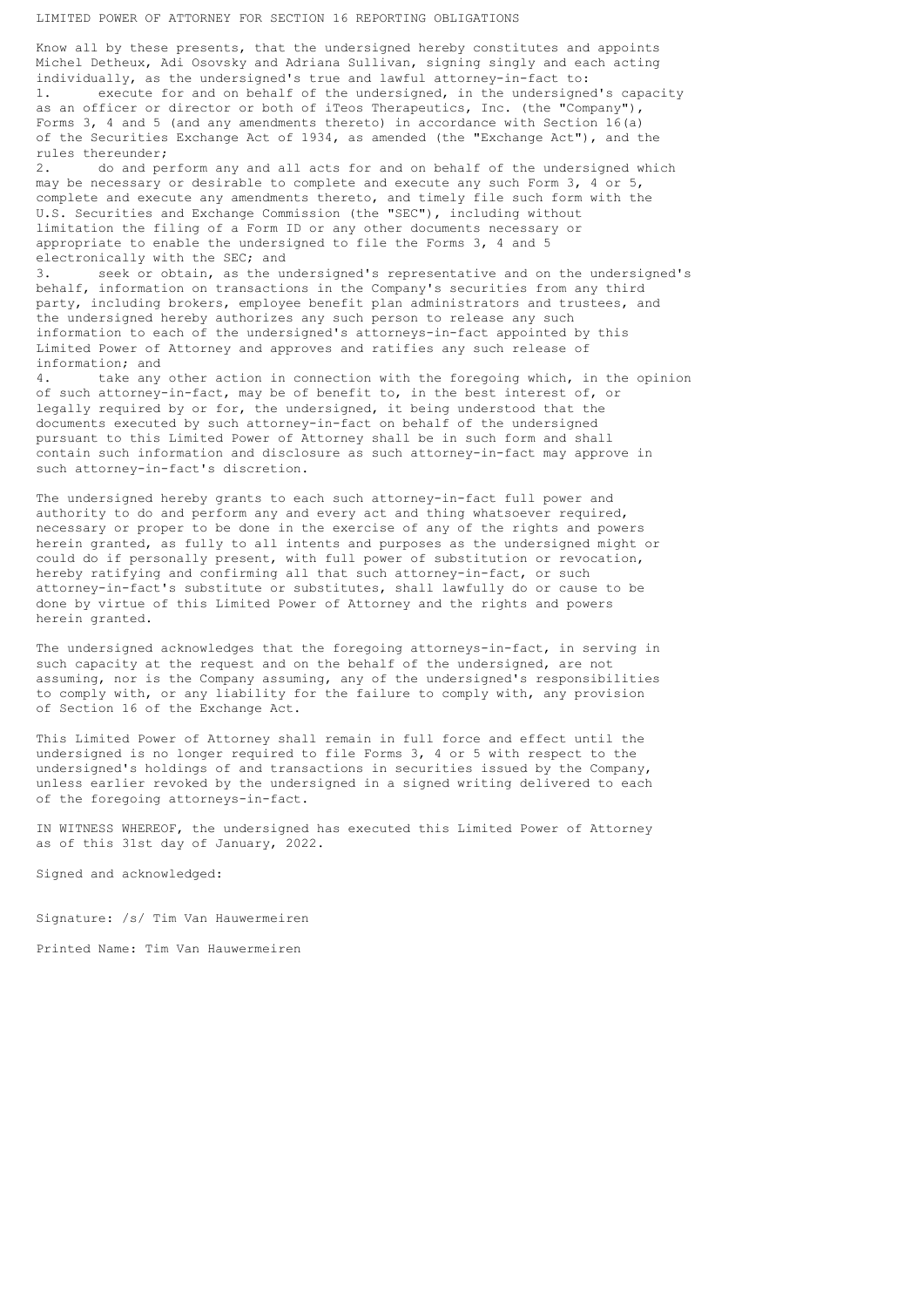# LIMITED POWER OF ATTORNEY FOR SECTION 16 REPORTING OBLIGATIONS

Know all by these presents, that the undersigned hereby constitutes and appoints Michel Detheux, Adi Osovsky and Adriana Sullivan, signing singly and each acting individually, as the undersigned's true and lawful attorney-in-fact to:

1. execute for and on behalf of the undersigned, in the undersigned's capacity as an officer or director or both of iTeos Therapeutics, Inc. (the "Company"), Forms 3, 4 and 5 (and any amendments thereto) in accordance with Section 16(a) of the Securities Exchange Act of 1934, as amended (the "Exchange Act"), and the rules thereunder;
2. do and perform any and all acts for and on behalf of the undersigned which may be necessary or desirable to complete and execute any such Form 3, 4 or 5, complete and execute any amendments thereto, and timely file such form with the U.S. Securities and Exchange Commission (the "SEC"), including without limitation the filing of a Form ID or any other documents necessary or appropriate to enable the undersigned to file the Forms 3, 4 and 5 electronically with the SEC; and
3. seek or obtain, as the undersigned's representative and on the undersigned's behalf, information on transactions in the Company's securities from any third party, including brokers, employee benefit plan administrators and trustees, and the undersigned hereby authorizes any such person to release any such information to each of the undersigned's attorneys-in-fact appointed by this Limited Power of Attorney and approves and ratifies any such release of information; and
4. take any other action in connection with the foregoing which, in the opinion of such attorney-in-fact, may be of benefit to, in the best interest of, or legally required by or for, the undersigned, it being understood that the documents executed by such attorney-in-fact on behalf of the undersigned pursuant to this Limited Power of Attorney shall be in such form and shall contain such information and disclosure as such attorney-in-fact may approve in such attorney-in-fact's discretion.

The undersigned hereby grants to each such attorney-in-fact full power and authority to do and perform any and every act and thing whatsoever required, necessary or proper to be done in the exercise of any of the rights and powers herein granted, as fully to all intents and purposes as the undersigned might or could do if personally present, with full power of substitution or revocation, hereby ratifying and confirming all that such attorney-in-fact, or such attorney-in-fact's substitute or substitutes, shall lawfully do or cause to be done by virtue of this Limited Power of Attorney and the rights and powers herein granted.

The undersigned acknowledges that the foregoing attorneys-in-fact, in serving in such capacity at the request and on the behalf of the undersigned, are not assuming, nor is the Company assuming, any of the undersigned's responsibilities to comply with, or any liability for the failure to comply with, any provision of Section 16 of the Exchange Act.

This Limited Power of Attorney shall remain in full force and effect until the undersigned is no longer required to file Forms 3, 4 or 5 with respect to the undersigned's holdings of and transactions in securities issued by the Company, unless earlier revoked by the undersigned in a signed writing delivered to each of the foregoing attorneys-in-fact.

IN WITNESS WHEREOF, the undersigned has executed this Limited Power of Attorney as of this 31st day of January, 2022.

Signed and acknowledged:

Signature: /s/ Tim Van Hauwermeiren

Printed Name: Tim Van Hauwermeiren